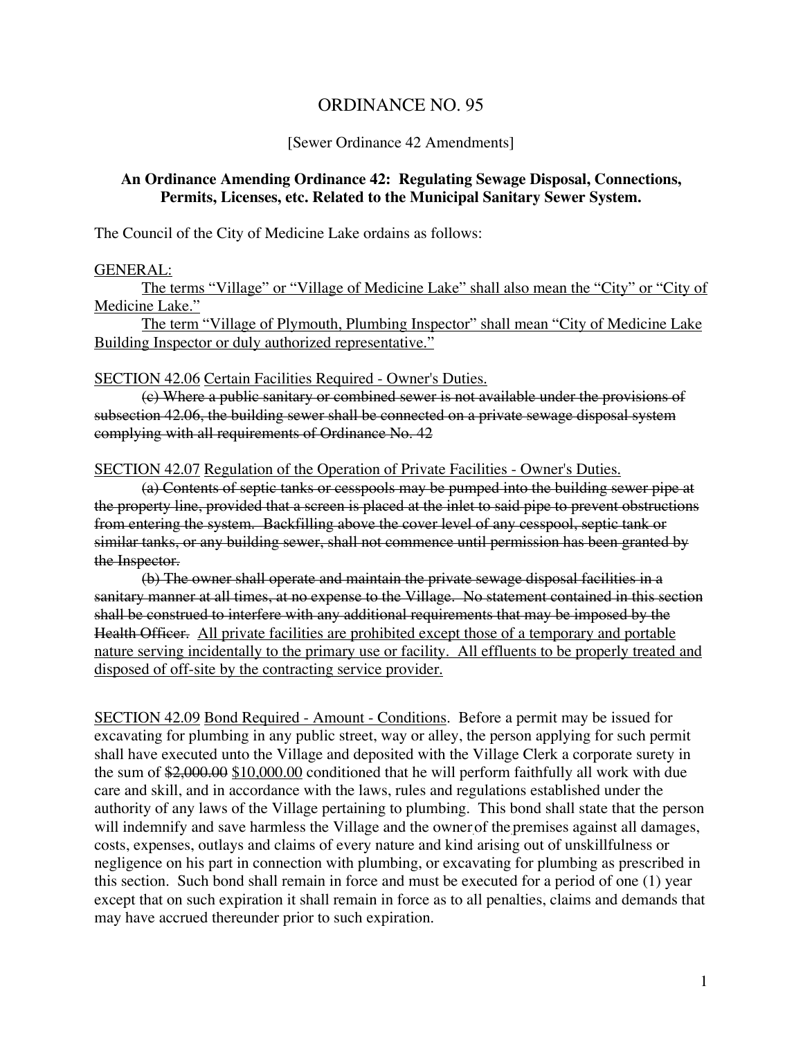# ORDINANCE NO. 95

[Sewer Ordinance 42 Amendments]

**An Ordinance Amending Ordinance 42: Regulating Sewage Disposal, Connections, Permits, Licenses, etc. Related to the Municipal Sanitary Sewer System.**

The Council of the City of Medicine Lake ordains as follows:

<u>GENERAL:</u>

<u>The terms "Village" or "Village of Medicine Lake" shall also mean the "City" or "City of Medicine Lake."</u>

<u>The term "Village of Plymouth, Plumbing Inspector" shall mean "City of Medicine Lake Building Inspector or duly authorized representative."</u>

<u>SECTION 42.06</u> <u>Certain Facilities Required - Owner's Duties.</u>

~~(c) Where a public sanitary or combined sewer is not available under the provisions of subsection 42.06, the building sewer shall be connected on a private sewage disposal system complying with all requirements of Ordinance No. 42~~

<u>SECTION 42.07</u> <u>Regulation of the Operation of Private Facilities - Owner's Duties.</u>

~~(a) Contents of septic tanks or cesspools may be pumped into the building sewer pipe at the property line, provided that a screen is placed at the inlet to said pipe to prevent obstructions from entering the system. Backfilling above the cover level of any cesspool, septic tank or similar tanks, or any building sewer, shall not commence until permission has been granted by the Inspector.~~

~~(b) The owner shall operate and maintain the private sewage disposal facilities in a sanitary manner at all times, at no expense to the Village. No statement contained in this section shall be construed to interfere with any additional requirements that may be imposed by the Health Officer.~~ <u>All private facilities are prohibited except those of a temporary and portable nature serving incidentally to the primary use or facility. All effluents to be properly treated and disposed of off-site by the contracting service provider.</u>

<u>SECTION 42.09</u> <u>Bond Required - Amount - Conditions</u>. Before a permit may be issued for excavating for plumbing in any public street, way or alley, the person applying for such permit shall have executed unto the Village and deposited with the Village Clerk a corporate surety in the sum of ~~$2,000.00~~ <u>$10,000.00</u> conditioned that he will perform faithfully all work with due care and skill, and in accordance with the laws, rules and regulations established under the authority of any laws of the Village pertaining to plumbing. This bond shall state that the person will indemnify and save harmless the Village and the owner of the premises against all damages, costs, expenses, outlays and claims of every nature and kind arising out of unskillfulness or negligence on his part in connection with plumbing, or excavating for plumbing as prescribed in this section. Such bond shall remain in force and must be executed for a period of one (1) year except that on such expiration it shall remain in force as to all penalties, claims and demands that may have accrued thereunder prior to such expiration.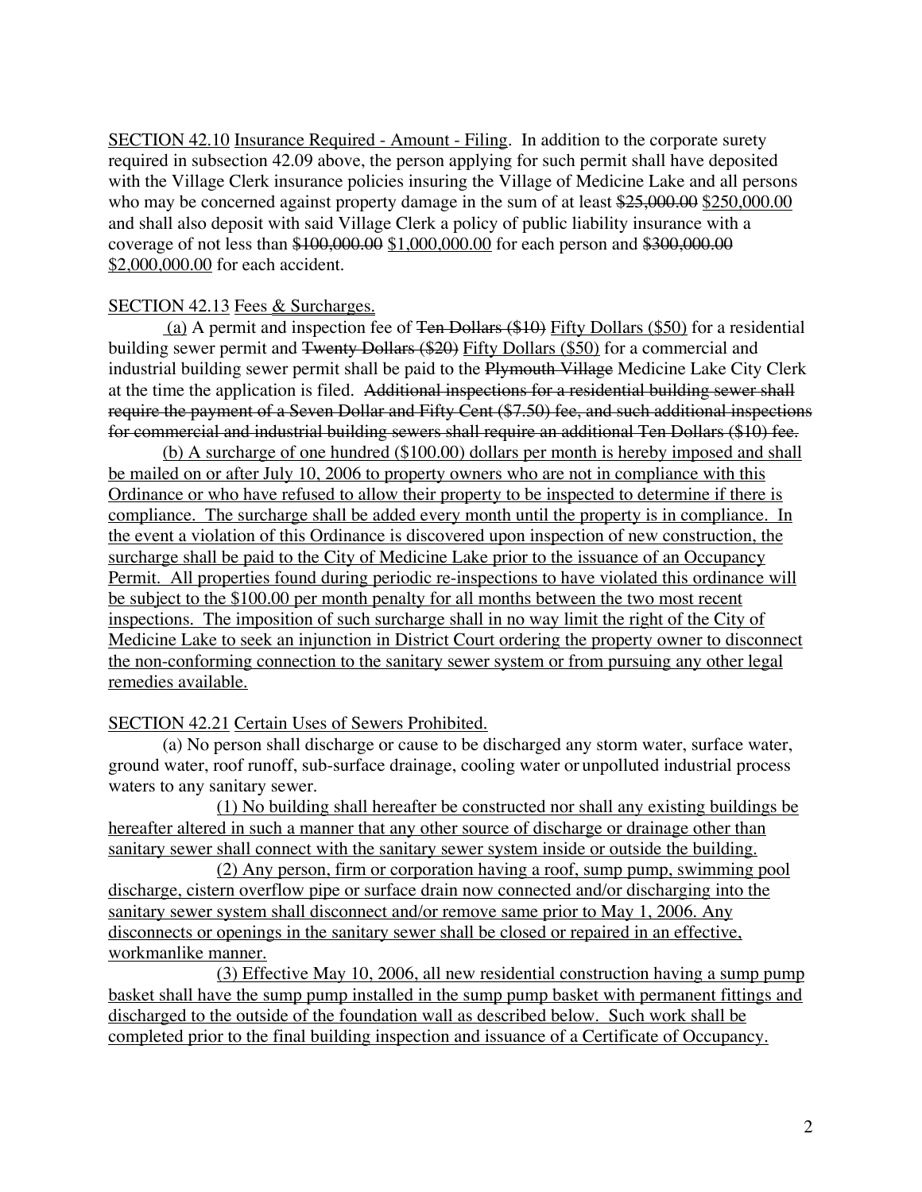SECTION 42.10 Insurance Required - Amount - Filing. In addition to the corporate surety required in subsection 42.09 above, the person applying for such permit shall have deposited with the Village Clerk insurance policies insuring the Village of Medicine Lake and all persons who may be concerned against property damage in the sum of at least ~~$25,000.00~~ $250,000.00 and shall also deposit with said Village Clerk a policy of public liability insurance with a coverage of not less than ~~$100,000.00~~ $1,000,000.00 for each person and ~~$300,000.00~~ $2,000,000.00 for each accident.

SECTION 42.13 Fees & Surcharges.

(a) A permit and inspection fee of ~~Ten Dollars ($10)~~ Fifty Dollars ($50) for a residential building sewer permit and ~~Twenty Dollars ($20)~~ Fifty Dollars ($50) for a commercial and industrial building sewer permit shall be paid to the ~~Plymouth Village~~ Medicine Lake City Clerk at the time the application is filed. ~~Additional inspections for a residential building sewer shall require the payment of a Seven Dollar and Fifty Cent ($7.50) fee, and such additional inspections for commercial and industrial building sewers shall require an additional Ten Dollars ($10) fee.~~

(b) A surcharge of one hundred ($100.00) dollars per month is hereby imposed and shall be mailed on or after July 10, 2006 to property owners who are not in compliance with this Ordinance or who have refused to allow their property to be inspected to determine if there is compliance. The surcharge shall be added every month until the property is in compliance. In the event a violation of this Ordinance is discovered upon inspection of new construction, the surcharge shall be paid to the City of Medicine Lake prior to the issuance of an Occupancy Permit. All properties found during periodic re-inspections to have violated this ordinance will be subject to the $100.00 per month penalty for all months between the two most recent inspections. The imposition of such surcharge shall in no way limit the right of the City of Medicine Lake to seek an injunction in District Court ordering the property owner to disconnect the non-conforming connection to the sanitary sewer system or from pursuing any other legal remedies available.

SECTION 42.21 Certain Uses of Sewers Prohibited.

(a) No person shall discharge or cause to be discharged any storm water, surface water, ground water, roof runoff, sub-surface drainage, cooling water or unpolluted industrial process waters to any sanitary sewer.

(1) No building shall hereafter be constructed nor shall any existing buildings be hereafter altered in such a manner that any other source of discharge or drainage other than sanitary sewer shall connect with the sanitary sewer system inside or outside the building.

(2) Any person, firm or corporation having a roof, sump pump, swimming pool discharge, cistern overflow pipe or surface drain now connected and/or discharging into the sanitary sewer system shall disconnect and/or remove same prior to May 1, 2006. Any disconnects or openings in the sanitary sewer shall be closed or repaired in an effective, workmanlike manner.

(3) Effective May 10, 2006, all new residential construction having a sump pump basket shall have the sump pump installed in the sump pump basket with permanent fittings and discharged to the outside of the foundation wall as described below. Such work shall be completed prior to the final building inspection and issuance of a Certificate of Occupancy.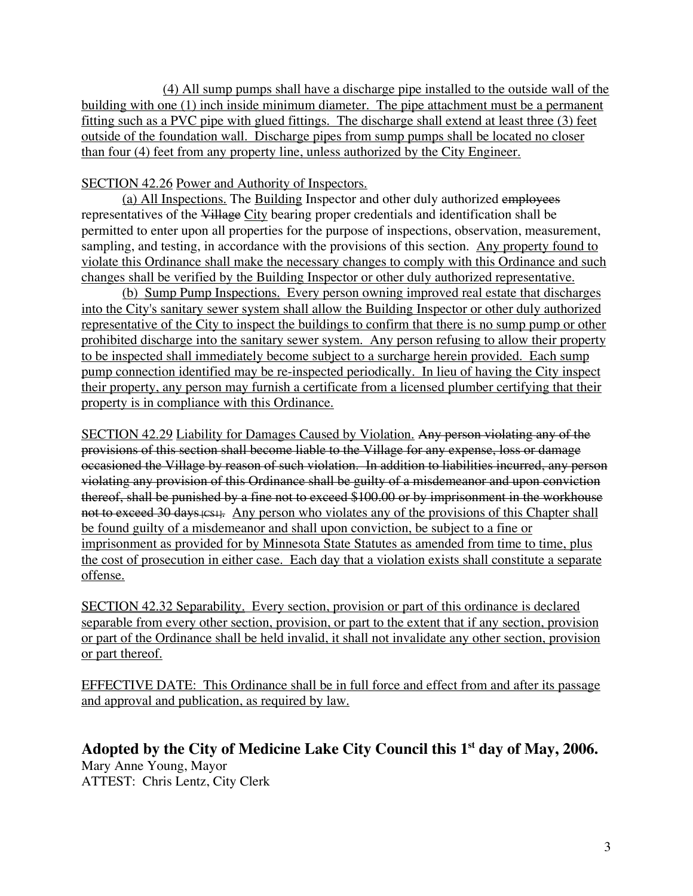(4) All sump pumps shall have a discharge pipe installed to the outside wall of the building with one (1) inch inside minimum diameter. The pipe attachment must be a permanent fitting such as a PVC pipe with glued fittings. The discharge shall extend at least three (3) feet outside of the foundation wall. Discharge pipes from sump pumps shall be located no closer than four (4) feet from any property line, unless authorized by the City Engineer.

SECTION 42.26 Power and Authority of Inspectors.

(a) All Inspections. The Building Inspector and other duly authorized ~~employees~~ representatives of the ~~Village~~ City bearing proper credentials and identification shall be permitted to enter upon all properties for the purpose of inspections, observation, measurement, sampling, and testing, in accordance with the provisions of this section. Any property found to violate this Ordinance shall make the necessary changes to comply with this Ordinance and such changes shall be verified by the Building Inspector or other duly authorized representative.

(b) Sump Pump Inspections. Every person owning improved real estate that discharges into the City's sanitary sewer system shall allow the Building Inspector or other duly authorized representative of the City to inspect the buildings to confirm that there is no sump pump or other prohibited discharge into the sanitary sewer system. Any person refusing to allow their property to be inspected shall immediately become subject to a surcharge herein provided. Each sump pump connection identified may be re-inspected periodically. In lieu of having the City inspect their property, any person may furnish a certificate from a licensed plumber certifying that their property is in compliance with this Ordinance.

SECTION 42.29 Liability for Damages Caused by Violation. ~~Any person violating any of the provisions of this section shall become liable to the Village for any expense, loss or damage occasioned the Village by reason of such violation. In addition to liabilities incurred, any person violating any provision of this Ordinance shall be guilty of a misdemeanor and upon conviction thereof, shall be punished by a fine not to exceed $100.00 or by imprisonment in the workhouse not to exceed 30 days~~[CS1]~~.~~ Any person who violates any of the provisions of this Chapter shall be found guilty of a misdemeanor and shall upon conviction, be subject to a fine or imprisonment as provided for by Minnesota State Statutes as amended from time to time, plus the cost of prosecution in either case. Each day that a violation exists shall constitute a separate offense.

SECTION 42.32 Separability. Every section, provision or part of this ordinance is declared separable from every other section, provision, or part to the extent that if any section, provision or part of the Ordinance shall be held invalid, it shall not invalidate any other section, provision or part thereof.

EFFECTIVE DATE: This Ordinance shall be in full force and effect from and after its passage and approval and publication, as required by law.

## Adopted by the City of Medicine Lake City Council this 1st day of May, 2006.

Mary Anne Young, Mayor
ATTEST: Chris Lentz, City Clerk